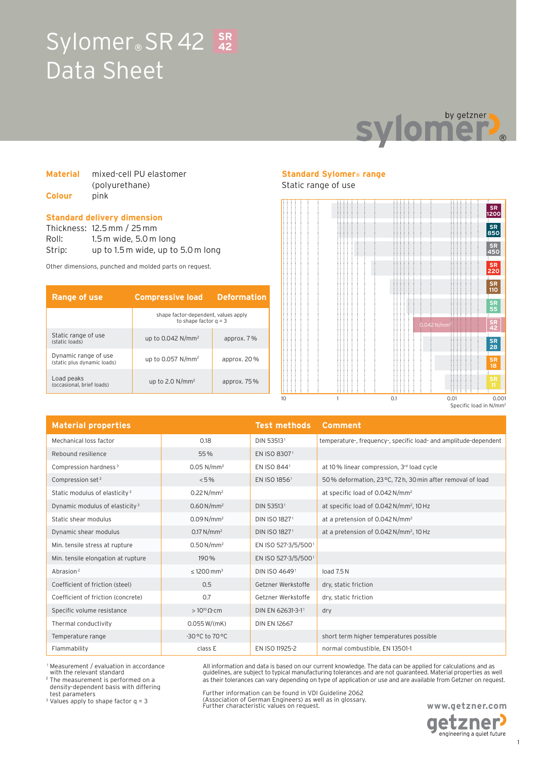# Sylomer® SR 42 Data Sheet

**Material** mixed-cell PU elastomer (polyurethane)
**Colour** pink

## Standard delivery dimension

Thickness: 12.5 mm / 25 mm
Roll: 1.5 m wide, 5.0 m long
Strip: up to 1.5 m wide, up to 5.0 m long

Other dimensions, punched and molded parts on request.

| Range of use | Compressive load | Deformation |
|---|---|---|
| | shape factor-dependent, values apply to shape factor q = 3 | |
| Static range of use (static loads) | up to 0.042 N/mm² | approx. 7 % |
| Dynamic range of use (static plus dynamic loads) | up to 0.057 N/mm² | approx. 20 % |
| Load peaks (occasional, brief loads) | up to 2.0 N/mm² | approx. 75 % |

## Standard Sylomer® range

Static range of use

SR 1200, SR 850, SR 450, SR 220, SR 110, SR 55, SR 42 (0.042 N/mm²), SR 28, SR 18, SR 11

Specific load in N/mm²: 10, 1, 0.1, 0.01, 0.001

| Material properties | | Test methods | Comment |
|---|---|---|---|
| Mechanical loss factor | 0.18 | DIN 53513[1] | temperature-, frequency-, specific load- and amplitude-dependent |
| Rebound resilience | 55 % | EN ISO 8307[1] | |
| Compression hardness[3] | 0.05 N/mm² | EN ISO 844[1] | at 10 % linear compression, 3rd load cycle |
| Compression set[2] | < 5 % | EN ISO 1856[1] | 50 % deformation, 23 °C, 72 h, 30 min after removal of load |
| Static modulus of elasticity[3] | 0.22 N/mm² | | at specific load of 0.042 N/mm² |
| Dynamic modulus of elasticity[3] | 0.60 N/mm² | DIN 53513[1] | at specific load of 0.042 N/mm², 10 Hz |
| Static shear modulus | 0.09 N/mm² | DIN ISO 1827[1] | at a pretension of 0.042 N/mm² |
| Dynamic shear modulus | 0.17 N/mm² | DIN ISO 1827[1] | at a pretension of 0.042 N/mm², 10 Hz |
| Min. tensile stress at rupture | 0.50 N/mm² | EN ISO 527-3/5/500[1] | |
| Min. tensile elongation at rupture | 190 % | EN ISO 527-3/5/500[1] | |
| Abrasion[2] | ≤ 1200 mm³ | DIN ISO 4649[1] | load 7.5 N |
| Coefficient of friction (steel) | 0.5 | Getzner Werkstoffe | dry, static friction |
| Coefficient of friction (concrete) | 0.7 | Getzner Werkstoffe | dry, static friction |
| Specific volume resistance | > $10^{10}$ Ω·cm | DIN EN 62631-3-1[1] | dry |
| Thermal conductivity | 0.055 W/(mK) | DIN EN 12667 | |
| Temperature range | -30 °C to 70 °C | | short term higher temperatures possible |
| Flammability | class E | EN ISO 11925-2 | normal combustible, EN 13501-1 |

[1] Measurement / evaluation in accordance with the relevant standard
[2] The measurement is performed on a density-dependent basis with differing test parameters
[3] Values apply to shape factor q = 3

All information and data is based on our current knowledge. The data can be applied for calculations and as guidelines, are subject to typical manufacturing tolerances and are not guaranteed. Material properties as well as their tolerances can vary depending on type of application or use and are available from Getzner on request.

Further information can be found in VDI Guideline 2062 (Association of German Engineers) as well as in glossary. Further characteristic values on request.

www.getzner.com

getzner engineering a quiet future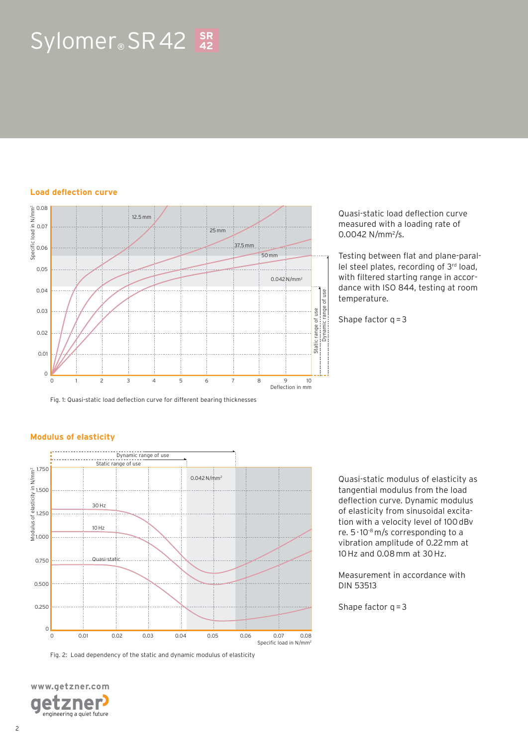# Sylomer® SR 42

## Load deflection curve

Fig. 1: Quasi-static load deflection curve for different bearing thicknesses

Quasi-static load deflection curve measured with a loading rate of 0.0042 N/mm²/s.

Testing between flat and plane-parallel steel plates, recording of 3rd load, with filtered starting range in accordance with ISO 844, testing at room temperature.

Shape factor q = 3

## Modulus of elasticity

Fig. 2: Load dependency of the static and dynamic modulus of elasticity

Quasi-static modulus of elasticity as tangential modulus from the load deflection curve. Dynamic modulus of elasticity from sinusoidal excitation with a velocity level of 100 dBv re. $5 \cdot 10^{-8}$ m/s corresponding to a vibration amplitude of 0.22 mm at 10 Hz and 0.08 mm at 30 Hz.

Measurement in accordance with DIN 53513

Shape factor q = 3

www.getzner.com

getzner engineering a quiet future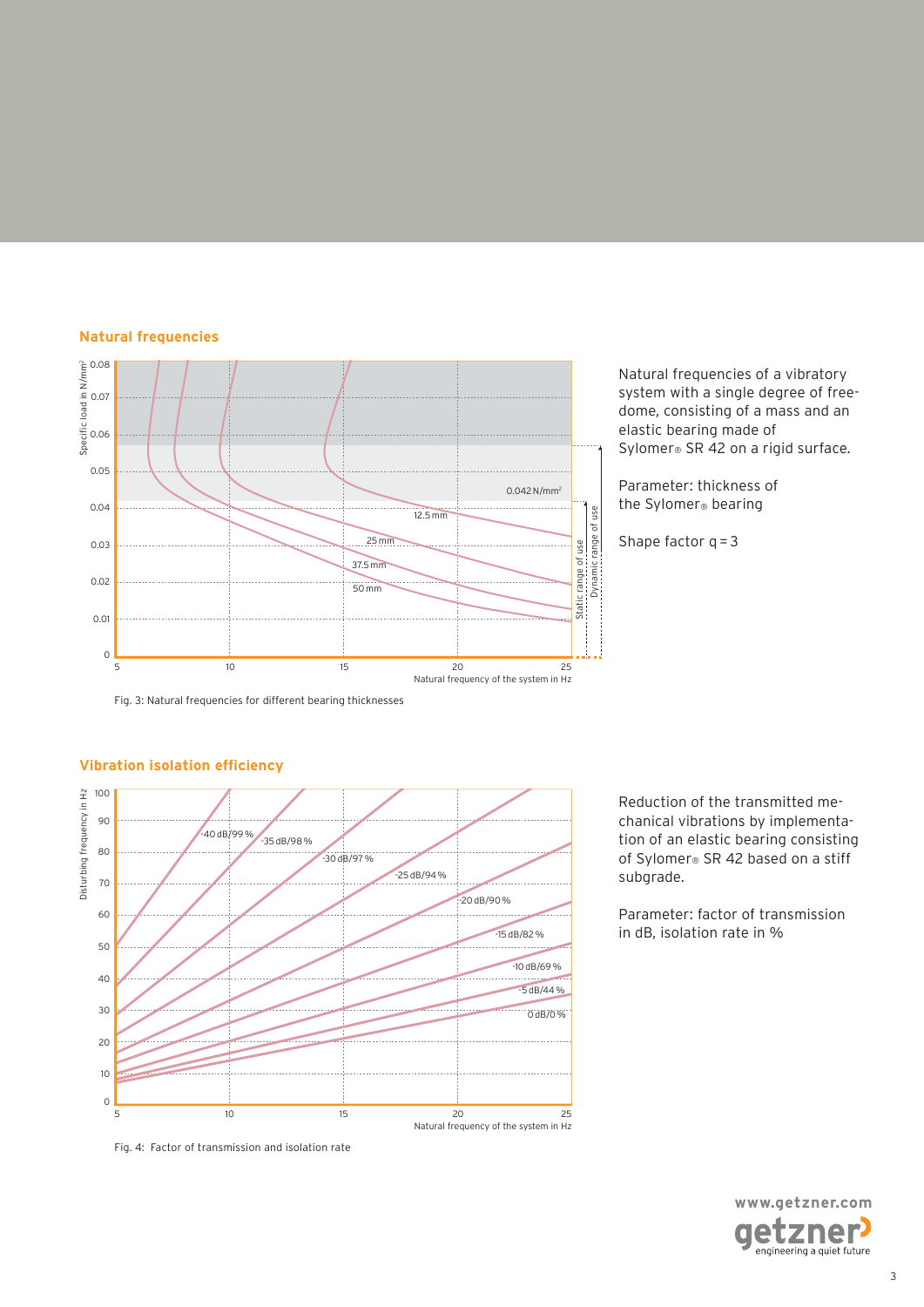## Natural frequencies

Natural frequencies of a vibratory system with a single degree of freedome, consisting of a mass and an elastic bearing made of Sylomer® SR 42 on a rigid surface.

Parameter: thickness of the Sylomer® bearing

Shape factor q = 3

Fig. 3: Natural frequencies for different bearing thicknesses

## Vibration isolation efficiency

Reduction of the transmitted mechanical vibrations by implementation of an elastic bearing consisting of Sylomer® SR 42 based on a stiff subgrade.

Parameter: factor of transmission in dB, isolation rate in %

Fig. 4: Factor of transmission and isolation rate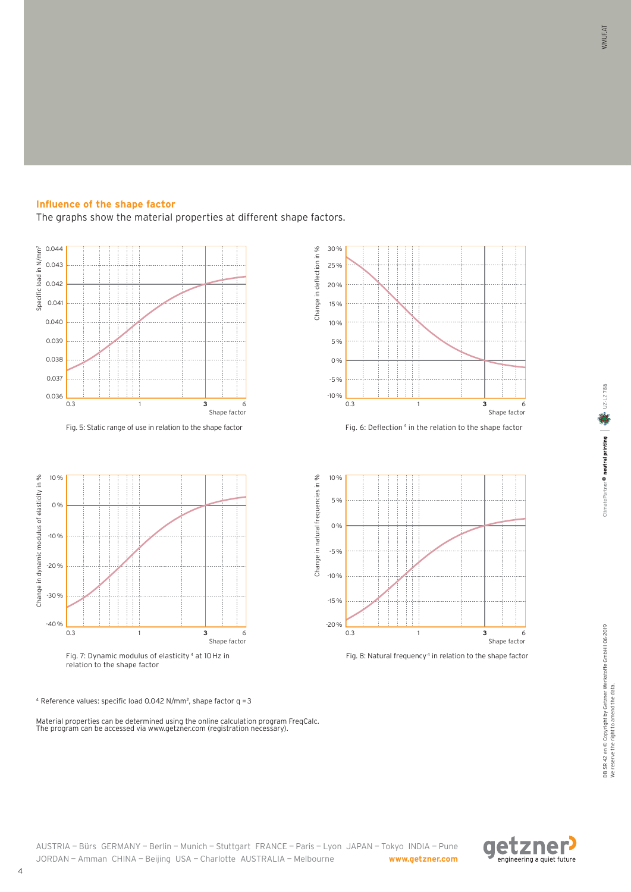## Influence of the shape factor

The graphs show the material properties at different shape factors.

Specific load in N/mm²
0.044
0.043
0.042
0.041
0.040
0.039
0.038
0.037
0.036
0.3
1
3
6
Shape factor

Fig. 5: Static range of use in relation to the shape factor

Change in deflection in %
30 %
25 %
20 %
15 %
10 %
5 %
0 %
-5 %
-10 %
0.3
1
3
6
Shape factor

Fig. 6: Deflection[4] in the relation to the shape factor

Change in dynamic modulus of elasticity in %
10 %
0 %
-10 %
-20 %
-30 %
-40 %
0.3
1
3
6
Shape factor

Fig. 7: Dynamic modulus of elasticity[4] at 10 Hz in relation to the shape factor

Change in natural frequencies in %
10 %
5 %
0 %
-5 %
-10 %
-15 %
-20 %
0.3
1
3
6
Shape factor

Fig. 8: Natural frequency[4] in relation to the shape factor

[4] Reference values: specific load 0.042 N/mm², shape factor q = 3

Material properties can be determined using the online calculation program FreqCalc.
The program can be accessed via www.getzner.com (registration necessary).

AUSTRIA – Bürs GERMANY – Berlin – Munich – Stuttgart FRANCE – Paris – Lyon JAPAN – Tokyo INDIA – Pune
JORDAN – Amman CHINA – Beijing USA – Charlotte AUSTRALIA – Melbourne **www.getzner.com**

getzner engineering a quiet future

DB SR 42 en © Copyright by Getzner Werkstoffe GmbH I 06-2019
We reserve the right to amend the data.